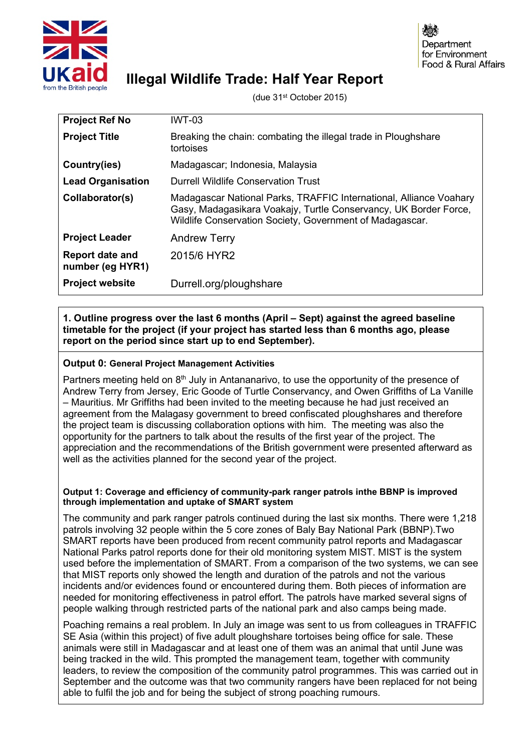# Illegal Wildlife Trade: Half Year Report

(due 31st October 2015)

| | |
|---|---|
| **Project Ref No** | IWT-03 |
| **Project Title** | Breaking the chain: combating the illegal trade in Ploughshare tortoises |
| **Country(ies)** | Madagascar; Indonesia, Malaysia |
| **Lead Organisation** | Durrell Wildlife Conservation Trust |
| **Collaborator(s)** | Madagascar National Parks, TRAFFIC International, Alliance Voahary Gasy, Madagasikara Voakajy, Turtle Conservancy, UK Border Force, Wildlife Conservation Society, Government of Madagascar. |
| **Project Leader** | Andrew Terry |
| **Report date and number (eg HYR1)** | 2015/6 HYR2 |
| **Project website** | Durrell.org/ploughshare |

**1. Outline progress over the last 6 months (April – Sept) against the agreed baseline timetable for the project (if your project has started less than 6 months ago, please report on the period since start up to end September).**

**Output 0: General Project Management Activities**

Partners meeting held on 8th July in Antananarivo, to use the opportunity of the presence of Andrew Terry from Jersey, Eric Goode of Turtle Conservancy, and Owen Griffiths of La Vanille – Mauritius. Mr Griffiths had been invited to the meeting because he had just received an agreement from the Malagasy government to breed confiscated ploughshares and therefore the project team is discussing collaboration options with him. The meeting was also the opportunity for the partners to talk about the results of the first year of the project. The appreciation and the recommendations of the British government were presented afterward as well as the activities planned for the second year of the project.

**Output 1: Coverage and efficiency of community-park ranger patrols inthe BBNP is improved through implementation and uptake of SMART system**

The community and park ranger patrols continued during the last six months. There were 1,218 patrols involving 32 people within the 5 core zones of Baly Bay National Park (BBNP).Two SMART reports have been produced from recent community patrol reports and Madagascar National Parks patrol reports done for their old monitoring system MIST. MIST is the system used before the implementation of SMART. From a comparison of the two systems, we can see that MIST reports only showed the length and duration of the patrols and not the various incidents and/or evidences found or encountered during them. Both pieces of information are needed for monitoring effectiveness in patrol effort. The patrols have marked several signs of people walking through restricted parts of the national park and also camps being made.

Poaching remains a real problem. In July an image was sent to us from colleagues in TRAFFIC SE Asia (within this project) of five adult ploughshare tortoises being office for sale. These animals were still in Madagascar and at least one of them was an animal that until June was being tracked in the wild. This prompted the management team, together with community leaders, to review the composition of the community patrol programmes. This was carried out in September and the outcome was that two community rangers have been replaced for not being able to fulfil the job and for being the subject of strong poaching rumours.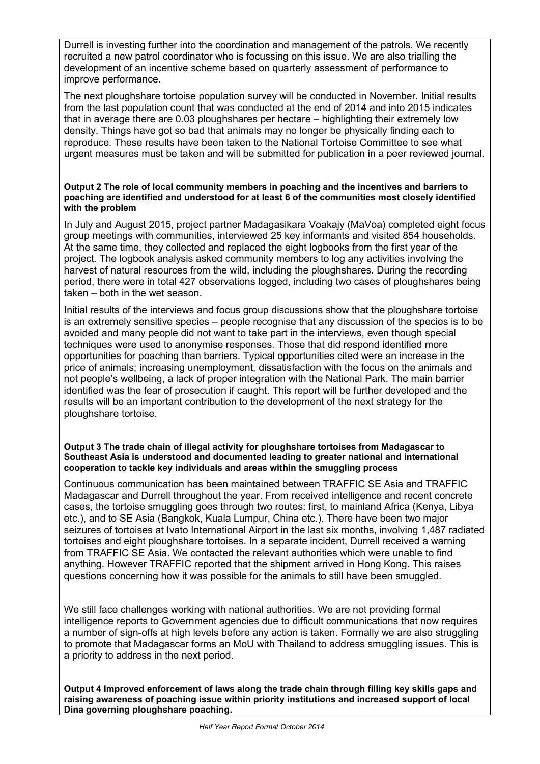Durrell is investing further into the coordination and management of the patrols. We recently recruited a new patrol coordinator who is focussing on this issue. We are also trialling the development of an incentive scheme based on quarterly assessment of performance to improve performance.

The next ploughshare tortoise population survey will be conducted in November. Initial results from the last population count that was conducted at the end of 2014 and into 2015 indicates that in average there are 0.03 ploughshares per hectare – highlighting their extremely low density. Things have got so bad that animals may no longer be physically finding each to reproduce. These results have been taken to the National Tortoise Committee to see what urgent measures must be taken and will be submitted for publication in a peer reviewed journal.

**Output 2 The role of local community members in poaching and the incentives and barriers to poaching are identified and understood for at least 6 of the communities most closely identified with the problem**

In July and August 2015, project partner Madagasikara Voakajy (MaVoa) completed eight focus group meetings with communities, interviewed 25 key informants and visited 854 households. At the same time, they collected and replaced the eight logbooks from the first year of the project. The logbook analysis asked community members to log any activities involving the harvest of natural resources from the wild, including the ploughshares. During the recording period, there were in total 427 observations logged, including two cases of ploughshares being taken – both in the wet season.

Initial results of the interviews and focus group discussions show that the ploughshare tortoise is an extremely sensitive species – people recognise that any discussion of the species is to be avoided and many people did not want to take part in the interviews, even though special techniques were used to anonymise responses. Those that did respond identified more opportunities for poaching than barriers. Typical opportunities cited were an increase in the price of animals; increasing unemployment, dissatisfaction with the focus on the animals and not people's wellbeing, a lack of proper integration with the National Park. The main barrier identified was the fear of prosecution if caught. This report will be further developed and the results will be an important contribution to the development of the next strategy for the ploughshare tortoise.

**Output 3 The trade chain of illegal activity for ploughshare tortoises from Madagascar to Southeast Asia is understood and documented leading to greater national and international cooperation to tackle key individuals and areas within the smuggling process**

Continuous communication has been maintained between TRAFFIC SE Asia and TRAFFIC Madagascar and Durrell throughout the year. From received intelligence and recent concrete cases, the tortoise smuggling goes through two routes: first, to mainland Africa (Kenya, Libya etc.), and to SE Asia (Bangkok, Kuala Lumpur, China etc.). There have been two major seizures of tortoises at Ivato International Airport in the last six months, involving 1,487 radiated tortoises and eight ploughshare tortoises. In a separate incident, Durrell received a warning from TRAFFIC SE Asia. We contacted the relevant authorities which were unable to find anything. However TRAFFIC reported that the shipment arrived in Hong Kong. This raises questions concerning how it was possible for the animals to still have been smuggled.

We still face challenges working with national authorities. We are not providing formal intelligence reports to Government agencies due to difficult communications that now requires a number of sign-offs at high levels before any action is taken. Formally we are also struggling to promote that Madagascar forms an MoU with Thailand to address smuggling issues. This is a priority to address in the next period.

**Output 4 Improved enforcement of laws along the trade chain through filling key skills gaps and raising awareness of poaching issue within priority institutions and increased support of local Dina governing ploughshare poaching.**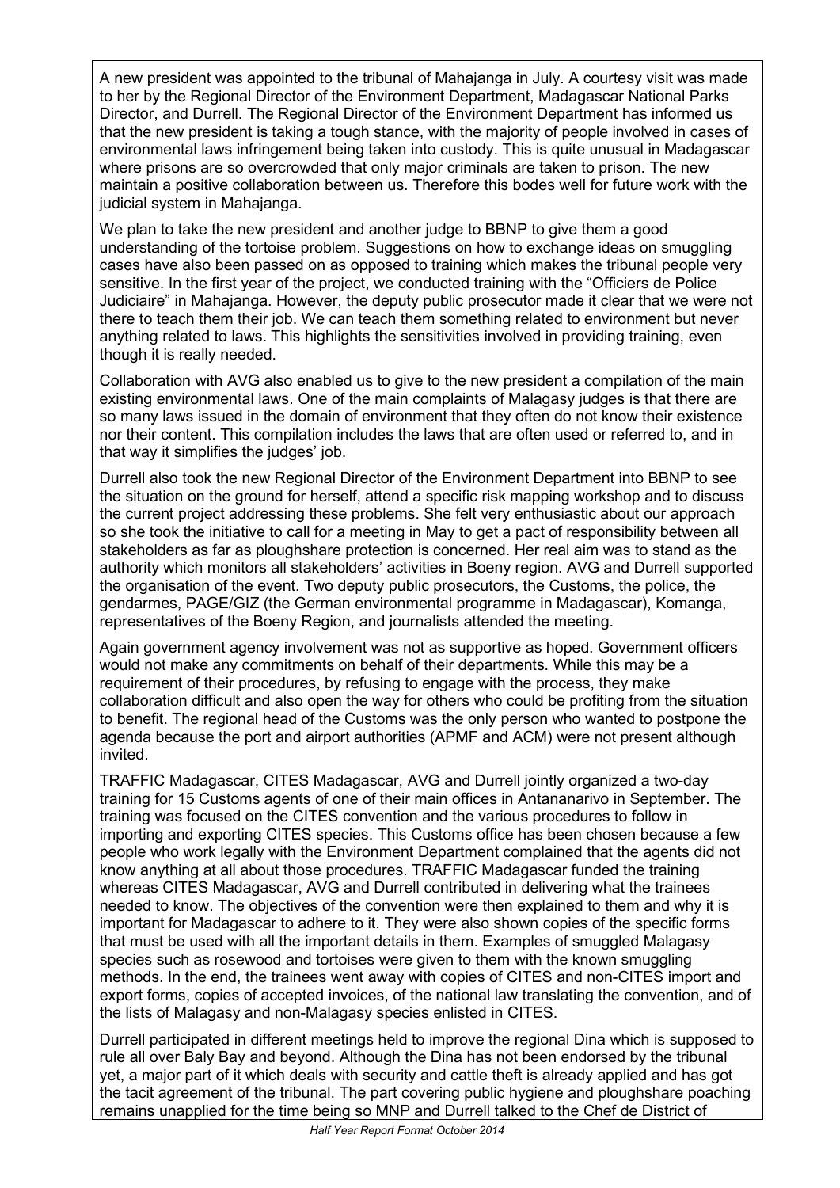A new president was appointed to the tribunal of Mahajanga in July. A courtesy visit was made to her by the Regional Director of the Environment Department, Madagascar National Parks Director, and Durrell. The Regional Director of the Environment Department has informed us that the new president is taking a tough stance, with the majority of people involved in cases of environmental laws infringement being taken into custody. This is quite unusual in Madagascar where prisons are so overcrowded that only major criminals are taken to prison. The new maintain a positive collaboration between us. Therefore this bodes well for future work with the judicial system in Mahajanga.

We plan to take the new president and another judge to BBNP to give them a good understanding of the tortoise problem. Suggestions on how to exchange ideas on smuggling cases have also been passed on as opposed to training which makes the tribunal people very sensitive. In the first year of the project, we conducted training with the "Officiers de Police Judiciaire" in Mahajanga. However, the deputy public prosecutor made it clear that we were not there to teach them their job. We can teach them something related to environment but never anything related to laws. This highlights the sensitivities involved in providing training, even though it is really needed.

Collaboration with AVG also enabled us to give to the new president a compilation of the main existing environmental laws. One of the main complaints of Malagasy judges is that there are so many laws issued in the domain of environment that they often do not know their existence nor their content. This compilation includes the laws that are often used or referred to, and in that way it simplifies the judges' job.

Durrell also took the new Regional Director of the Environment Department into BBNP to see the situation on the ground for herself, attend a specific risk mapping workshop and to discuss the current project addressing these problems. She felt very enthusiastic about our approach so she took the initiative to call for a meeting in May to get a pact of responsibility between all stakeholders as far as ploughshare protection is concerned. Her real aim was to stand as the authority which monitors all stakeholders' activities in Boeny region. AVG and Durrell supported the organisation of the event. Two deputy public prosecutors, the Customs, the police, the gendarmes, PAGE/GIZ (the German environmental programme in Madagascar), Komanga, representatives of the Boeny Region, and journalists attended the meeting.

Again government agency involvement was not as supportive as hoped. Government officers would not make any commitments on behalf of their departments. While this may be a requirement of their procedures, by refusing to engage with the process, they make collaboration difficult and also open the way for others who could be profiting from the situation to benefit. The regional head of the Customs was the only person who wanted to postpone the agenda because the port and airport authorities (APMF and ACM) were not present although invited.

TRAFFIC Madagascar, CITES Madagascar, AVG and Durrell jointly organized a two-day training for 15 Customs agents of one of their main offices in Antananarivo in September. The training was focused on the CITES convention and the various procedures to follow in importing and exporting CITES species. This Customs office has been chosen because a few people who work legally with the Environment Department complained that the agents did not know anything at all about those procedures. TRAFFIC Madagascar funded the training whereas CITES Madagascar, AVG and Durrell contributed in delivering what the trainees needed to know. The objectives of the convention were then explained to them and why it is important for Madagascar to adhere to it. They were also shown copies of the specific forms that must be used with all the important details in them. Examples of smuggled Malagasy species such as rosewood and tortoises were given to them with the known smuggling methods. In the end, the trainees went away with copies of CITES and non-CITES import and export forms, copies of accepted invoices, of the national law translating the convention, and of the lists of Malagasy and non-Malagasy species enlisted in CITES.

Durrell participated in different meetings held to improve the regional Dina which is supposed to rule all over Baly Bay and beyond. Although the Dina has not been endorsed by the tribunal yet, a major part of it which deals with security and cattle theft is already applied and has got the tacit agreement of the tribunal. The part covering public hygiene and ploughshare poaching remains unapplied for the time being so MNP and Durrell talked to the Chef de District of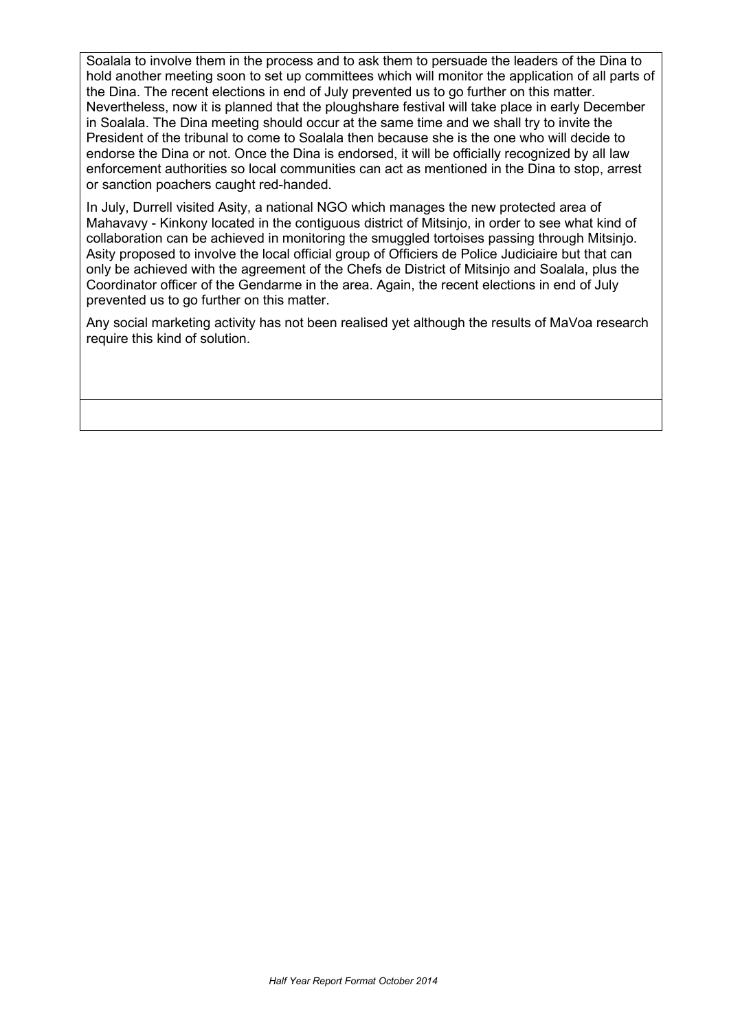Soalala to involve them in the process and to ask them to persuade the leaders of the Dina to hold another meeting soon to set up committees which will monitor the application of all parts of the Dina. The recent elections in end of July prevented us to go further on this matter. Nevertheless, now it is planned that the ploughshare festival will take place in early December in Soalala. The Dina meeting should occur at the same time and we shall try to invite the President of the tribunal to come to Soalala then because she is the one who will decide to endorse the Dina or not. Once the Dina is endorsed, it will be officially recognized by all law enforcement authorities so local communities can act as mentioned in the Dina to stop, arrest or sanction poachers caught red-handed.

In July, Durrell visited Asity, a national NGO which manages the new protected area of Mahavavy - Kinkony located in the contiguous district of Mitsinjo, in order to see what kind of collaboration can be achieved in monitoring the smuggled tortoises passing through Mitsinjo. Asity proposed to involve the local official group of Officiers de Police Judiciaire but that can only be achieved with the agreement of the Chefs de District of Mitsinjo and Soalala, plus the Coordinator officer of the Gendarme in the area. Again, the recent elections in end of July prevented us to go further on this matter.

Any social marketing activity has not been realised yet although the results of MaVoa research require this kind of solution.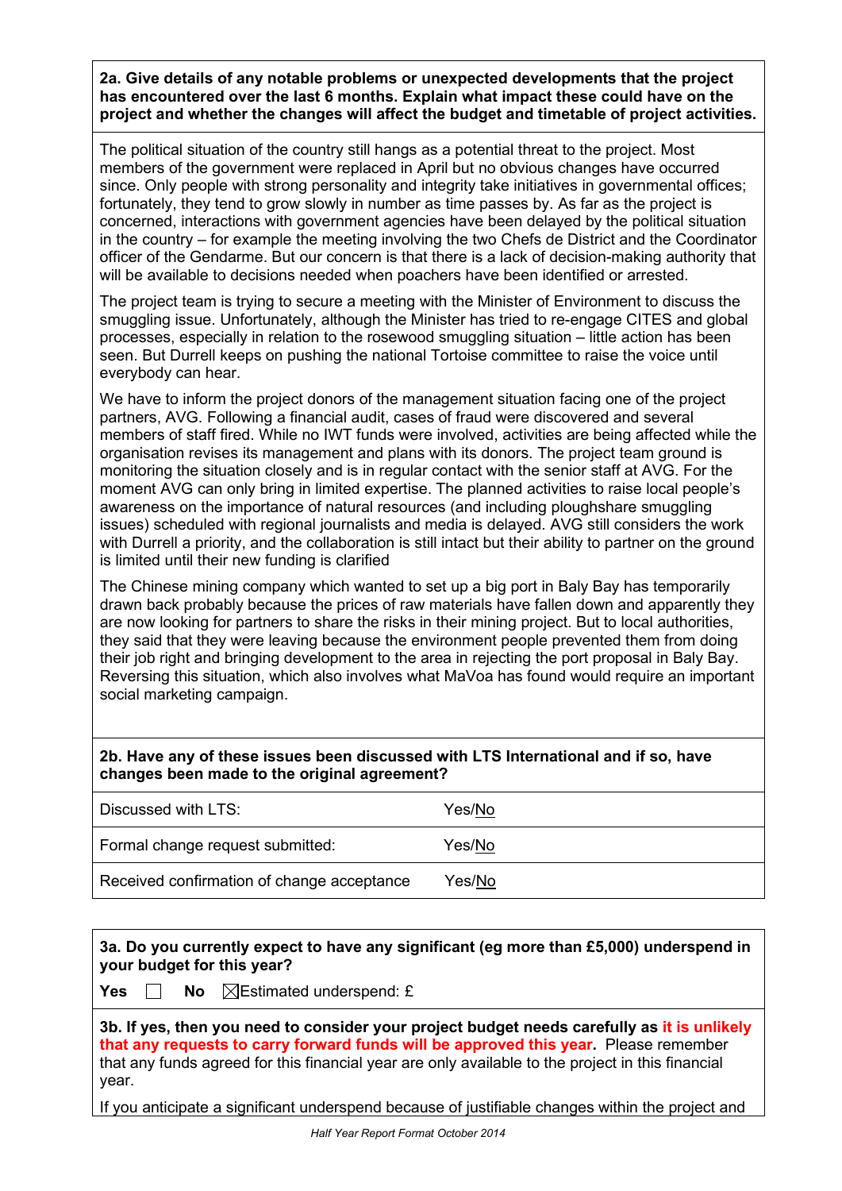**2a. Give details of any notable problems or unexpected developments that the project has encountered over the last 6 months. Explain what impact these could have on the project and whether the changes will affect the budget and timetable of project activities.**

The political situation of the country still hangs as a potential threat to the project. Most members of the government were replaced in April but no obvious changes have occurred since. Only people with strong personality and integrity take initiatives in governmental offices; fortunately, they tend to grow slowly in number as time passes by. As far as the project is concerned, interactions with government agencies have been delayed by the political situation in the country – for example the meeting involving the two Chefs de District and the Coordinator officer of the Gendarme. But our concern is that there is a lack of decision-making authority that will be available to decisions needed when poachers have been identified or arrested.

The project team is trying to secure a meeting with the Minister of Environment to discuss the smuggling issue. Unfortunately, although the Minister has tried to re-engage CITES and global processes, especially in relation to the rosewood smuggling situation – little action has been seen. But Durrell keeps on pushing the national Tortoise committee to raise the voice until everybody can hear.

We have to inform the project donors of the management situation facing one of the project partners, AVG. Following a financial audit, cases of fraud were discovered and several members of staff fired. While no IWT funds were involved, activities are being affected while the organisation revises its management and plans with its donors. The project team ground is monitoring the situation closely and is in regular contact with the senior staff at AVG. For the moment AVG can only bring in limited expertise. The planned activities to raise local people's awareness on the importance of natural resources (and including ploughshare smuggling issues) scheduled with regional journalists and media is delayed. AVG still considers the work with Durrell a priority, and the collaboration is still intact but their ability to partner on the ground is limited until their new funding is clarified

The Chinese mining company which wanted to set up a big port in Baly Bay has temporarily drawn back probably because the prices of raw materials have fallen down and apparently they are now looking for partners to share the risks in their mining project. But to local authorities, they said that they were leaving because the environment people prevented them from doing their job right and bringing development to the area in rejecting the port proposal in Baly Bay. Reversing this situation, which also involves what MaVoa has found would require an important social marketing campaign.

**2b. Have any of these issues been discussed with LTS International and if so, have changes been made to the original agreement?**

| | |
|---|---|
| Discussed with LTS: | Yes/No |
| Formal change request submitted: | Yes/No |
| Received confirmation of change acceptance | Yes/No |

**3a. Do you currently expect to have any significant (eg more than £5,000) underspend in your budget for this year?**

**Yes** ☐ **No** ☒ Estimated underspend: £

**3b. If yes, then you need to consider your project budget needs carefully as it is unlikely that any requests to carry forward funds will be approved this year.** Please remember that any funds agreed for this financial year are only available to the project in this financial year.

If you anticipate a significant underspend because of justifiable changes within the project and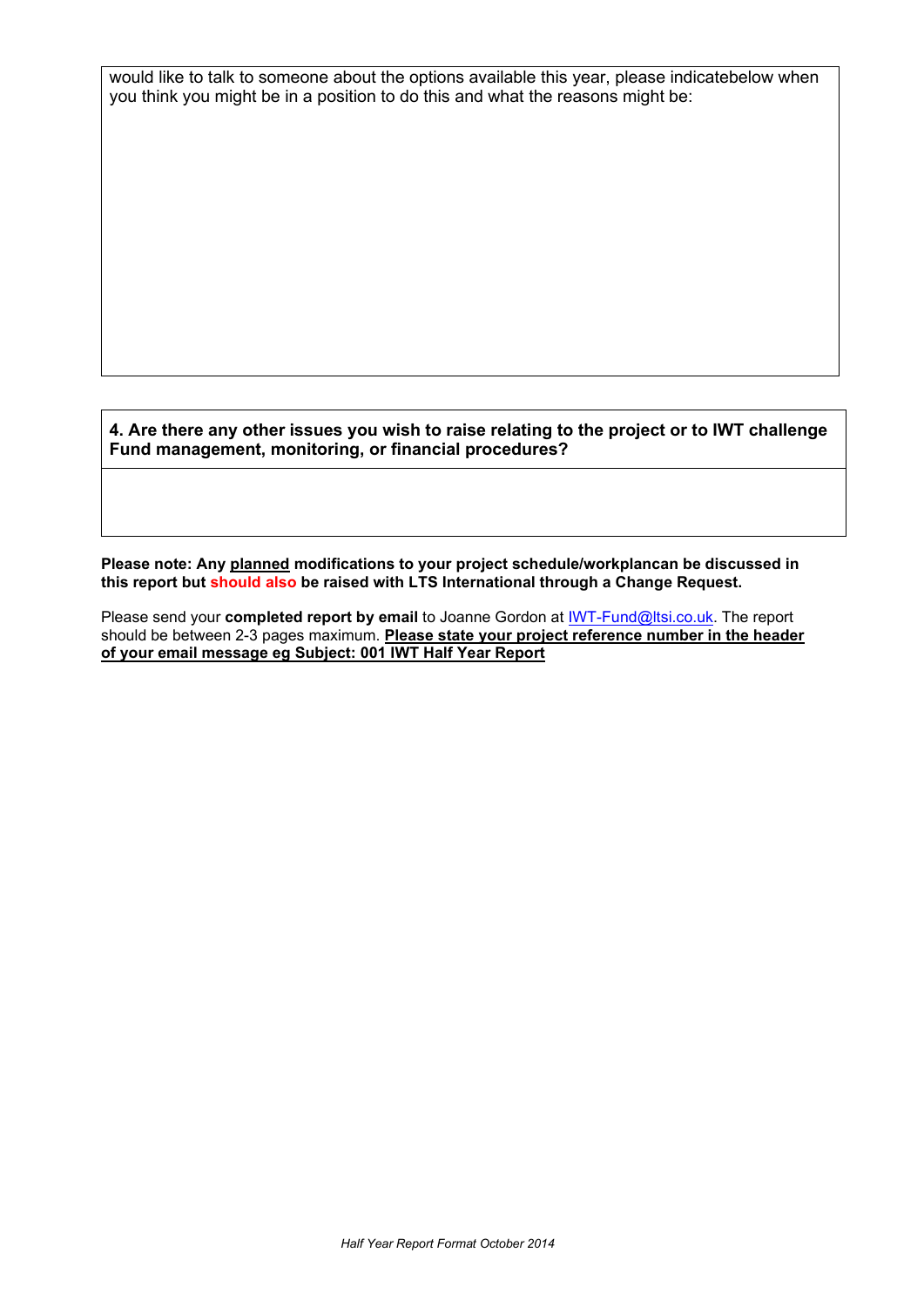would like to talk to someone about the options available this year, please indicatebelow when you think you might be in a position to do this and what the reasons might be:

| |
|---|
| |

| **4. Are there any other issues you wish to raise relating to the project or to IWT challenge Fund management, monitoring, or financial procedures?** |
|---|
| |

**Please note: Any planned modifications to your project schedule/workplancan be discussed in this report but should also be raised with LTS International through a Change Request.**

Please send your **completed report by email** to Joanne Gordon at IWT-Fund@ltsi.co.uk. The report should be between 2-3 pages maximum. **Please state your project reference number in the header of your email message eg Subject: 001 IWT Half Year Report**